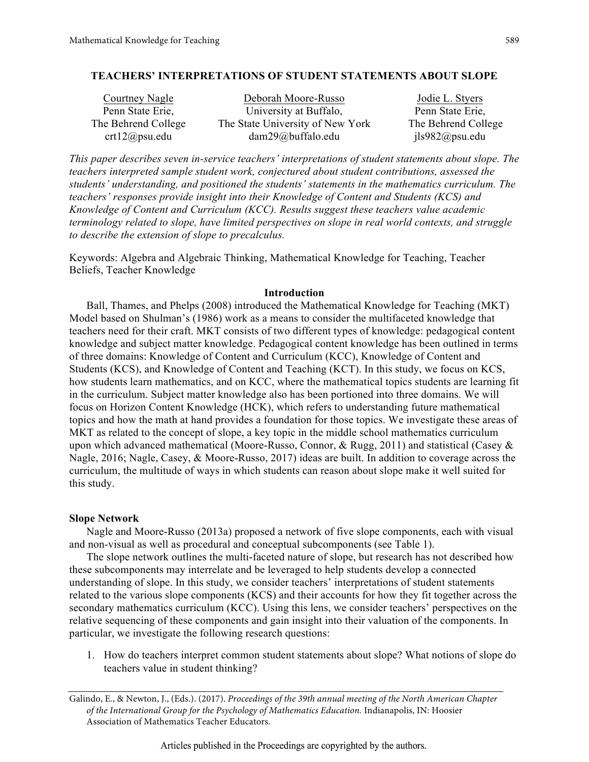# TEACHERS' INTERPRETATIONS OF STUDENT STATEMENTS ABOUT SLOPE

| Courtney Nagle | Deborah Moore-Russo | Jodie L. Styers |
|---|---|---|
| Penn State Erie, | University at Buffalo, | Penn State Erie, |
| The Behrend College | The State University of New York | The Behrend College |
| crt12@psu.edu | dam29@buffalo.edu | jls982@psu.edu |

*This paper describes seven in-service teachers' interpretations of student statements about slope. The teachers interpreted sample student work, conjectured about student contributions, assessed the students' understanding, and positioned the students' statements in the mathematics curriculum. The teachers' responses provide insight into their Knowledge of Content and Students (KCS) and Knowledge of Content and Curriculum (KCC). Results suggest these teachers value academic terminology related to slope, have limited perspectives on slope in real world contexts, and struggle to describe the extension of slope to precalculus.*

Keywords: Algebra and Algebraic Thinking, Mathematical Knowledge for Teaching, Teacher Beliefs, Teacher Knowledge

## Introduction

Ball, Thames, and Phelps (2008) introduced the Mathematical Knowledge for Teaching (MKT) Model based on Shulman's (1986) work as a means to consider the multifaceted knowledge that teachers need for their craft. MKT consists of two different types of knowledge: pedagogical content knowledge and subject matter knowledge. Pedagogical content knowledge has been outlined in terms of three domains: Knowledge of Content and Curriculum (KCC), Knowledge of Content and Students (KCS), and Knowledge of Content and Teaching (KCT). In this study, we focus on KCS, how students learn mathematics, and on KCC, where the mathematical topics students are learning fit in the curriculum. Subject matter knowledge also has been portioned into three domains. We will focus on Horizon Content Knowledge (HCK), which refers to understanding future mathematical topics and how the math at hand provides a foundation for those topics. We investigate these areas of MKT as related to the concept of slope, a key topic in the middle school mathematics curriculum upon which advanced mathematical (Moore-Russo, Connor, & Rugg, 2011) and statistical (Casey & Nagle, 2016; Nagle, Casey, & Moore-Russo, 2017) ideas are built. In addition to coverage across the curriculum, the multitude of ways in which students can reason about slope make it well suited for this study.

### Slope Network

Nagle and Moore-Russo (2013a) proposed a network of five slope components, each with visual and non-visual as well as procedural and conceptual subcomponents (see Table 1).

The slope network outlines the multi-faceted nature of slope, but research has not described how these subcomponents may interrelate and be leveraged to help students develop a connected understanding of slope. In this study, we consider teachers' interpretations of student statements related to the various slope components (KCS) and their accounts for how they fit together across the secondary mathematics curriculum (KCC). Using this lens, we consider teachers' perspectives on the relative sequencing of these components and gain insight into their valuation of the components. In particular, we investigate the following research questions:

1. How do teachers interpret common student statements about slope? What notions of slope do teachers value in student thinking?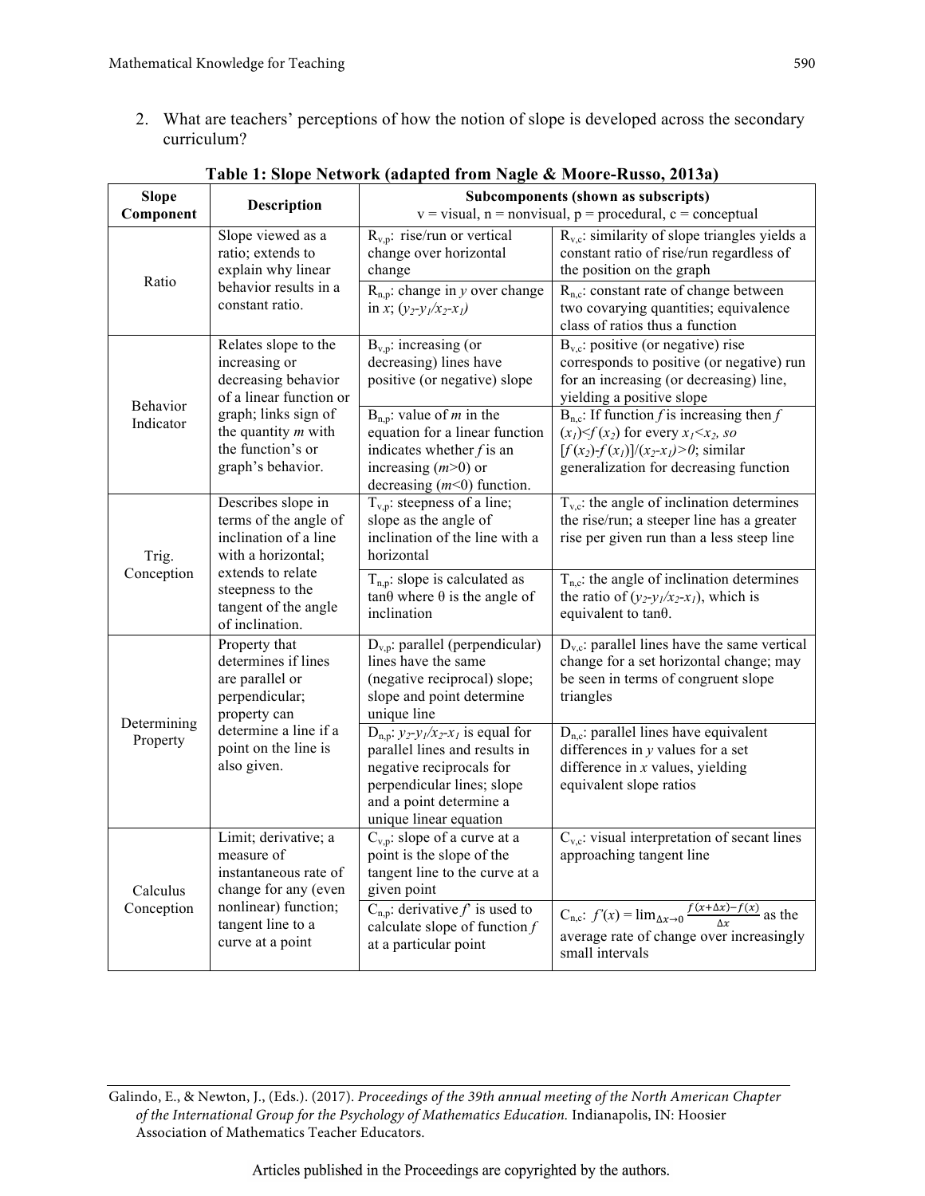2. What are teachers' perceptions of how the notion of slope is developed across the secondary curriculum?

**Table 1: Slope Network (adapted from Nagle & Moore-Russo, 2013a)**

| Slope Component | Description | Subcomponents (shown as subscripts) v = visual, n = nonvisual, p = procedural, c = conceptual | |
|---|---|---|---|
| Ratio | Slope viewed as a ratio; extends to explain why linear behavior results in a constant ratio. | $R_{v,p}$: rise/run or vertical change over horizontal change | $R_{v,c}$: similarity of slope triangles yields a constant ratio of rise/run regardless of the position on the graph |
| | | $R_{n,p}$: change in *y* over change in *x*; $(y_2\text{-}y_1/x_2\text{-}x_1)$ | $R_{n,c}$: constant rate of change between two covarying quantities; equivalence class of ratios thus a function |
| Behavior Indicator | Relates slope to the increasing or decreasing behavior of a linear function or graph; links sign of the quantity *m* with the function's or graph's behavior. | $B_{v,p}$: increasing (or decreasing) lines have positive (or negative) slope | $B_{v,c}$: positive (or negative) rise corresponds to positive (or negative) run for an increasing (or decreasing) line, yielding a positive slope |
| | | $B_{n,p}$: value of *m* in the equation for a linear function indicates whether *f* is an increasing ($m$>0) or decreasing ($m$<0) function. | $B_{n,c}$: If function *f* is increasing then $f(x_1)<f(x_2)$ for every $x_1<x_2$, *so* $[f(x_2)\text{-}f(x_1)]/(x_2\text{-}x_1)>0$; similar generalization for decreasing function |
| Trig. Conception | Describes slope in terms of the angle of inclination of a line with a horizontal; extends to relate steepness to the tangent of the angle of inclination. | $T_{v,p}$: steepness of a line; slope as the angle of inclination of the line with a horizontal | $T_{v,c}$: the angle of inclination determines the rise/run; a steeper line has a greater rise per given run than a less steep line |
| | | $T_{n,p}$: slope is calculated as $\tan\theta$ where $\theta$ is the angle of inclination | $T_{n,c}$: the angle of inclination determines the ratio of $(y_2\text{-}y_1/x_2\text{-}x_1)$, which is equivalent to $\tan\theta$. |
| Determining Property | Property that determines if lines are parallel or perpendicular; property can determine a line if a point on the line is also given. | $D_{v,p}$: parallel (perpendicular) lines have the same (negative reciprocal) slope; slope and point determine unique line | $D_{v,c}$: parallel lines have the same vertical change for a set horizontal change; may be seen in terms of congruent slope triangles |
| | | $D_{n,p}$: $y_2\text{-}y_1/x_2\text{-}x_1$ is equal for parallel lines and results in negative reciprocals for perpendicular lines; slope and a point determine a unique linear equation | $D_{n,c}$: parallel lines have equivalent differences in *y* values for a set difference in *x* values, yielding equivalent slope ratios |
| Calculus Conception | Limit; derivative; a measure of instantaneous rate of change for any (even nonlinear) function; tangent line to a curve at a point | $C_{v,p}$: slope of a curve at a point is the slope of the tangent line to the curve at a given point | $C_{v,c}$: visual interpretation of secant lines approaching tangent line |
| | | $C_{n,p}$: derivative $f'$ is used to calculate slope of function *f* at a particular point | $C_{n,c}$: $f'(x) = \lim_{\Delta x \to 0} \frac{f(x+\Delta x)-f(x)}{\Delta x}$ as the average rate of change over increasingly small intervals |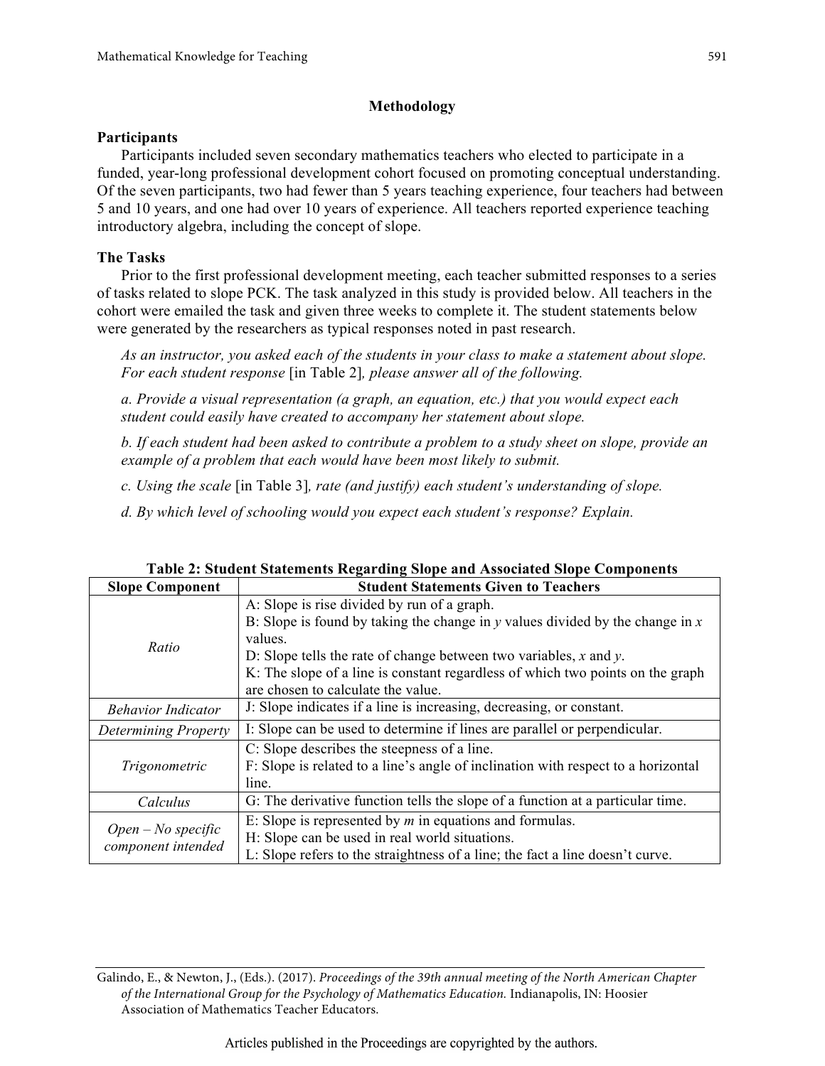## Methodology

### Participants

Participants included seven secondary mathematics teachers who elected to participate in a funded, year-long professional development cohort focused on promoting conceptual understanding. Of the seven participants, two had fewer than 5 years teaching experience, four teachers had between 5 and 10 years, and one had over 10 years of experience. All teachers reported experience teaching introductory algebra, including the concept of slope.

### The Tasks

Prior to the first professional development meeting, each teacher submitted responses to a series of tasks related to slope PCK. The task analyzed in this study is provided below. All teachers in the cohort were emailed the task and given three weeks to complete it. The student statements below were generated by the researchers as typical responses noted in past research.

> *As an instructor, you asked each of the students in your class to make a statement about slope. For each student response* [in Table 2]*, please answer all of the following.*
>
> *a. Provide a visual representation (a graph, an equation, etc.) that you would expect each student could easily have created to accompany her statement about slope.*
>
> *b. If each student had been asked to contribute a problem to a study sheet on slope, provide an example of a problem that each would have been most likely to submit.*
>
> *c. Using the scale* [in Table 3]*, rate (and justify) each student's understanding of slope.*
>
> *d. By which level of schooling would you expect each student's response? Explain.*

**Table 2: Student Statements Regarding Slope and Associated Slope Components**

| Slope Component | Student Statements Given to Teachers |
|---|---|
| *Ratio* | A: Slope is rise divided by run of a graph.<br>B: Slope is found by taking the change in $y$ values divided by the change in $x$ values.<br>D: Slope tells the rate of change between two variables, $x$ and $y$.<br>K: The slope of a line is constant regardless of which two points on the graph are chosen to calculate the value. |
| *Behavior Indicator* | J: Slope indicates if a line is increasing, decreasing, or constant. |
| *Determining Property* | I: Slope can be used to determine if lines are parallel or perpendicular. |
| *Trigonometric* | C: Slope describes the steepness of a line.<br>F: Slope is related to a line's angle of inclination with respect to a horizontal line. |
| *Calculus* | G: The derivative function tells the slope of a function at a particular time. |
| *Open – No specific component intended* | E: Slope is represented by $m$ in equations and formulas.<br>H: Slope can be used in real world situations.<br>L: Slope refers to the straightness of a line; the fact a line doesn't curve. |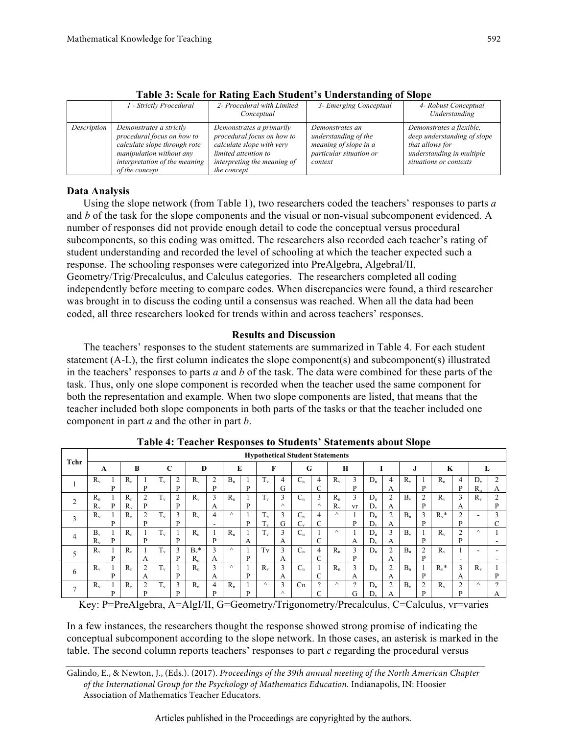**Table 3: Scale for Rating Each Student's Understanding of Slope**

| | *1 - Strictly Procedural* | *2- Procedural with Limited Conceptual* | *3- Emerging Conceptual* | *4- Robust Conceptual Understanding* |
|---|---|---|---|---|
| *Description* | *Demonstrates a strictly procedural focus on how to calculate slope through rote manipulation without any interpretation of the meaning of the concept* | *Demonstrates a primarily procedural focus on how to calculate slope with very limited attention to interpreting the meaning of the concept* | *Demonstrates an understanding of the meaning of slope in a particular situation or context* | *Demonstrates a flexible, deep understanding of slope that allows for understanding in multiple situations or contexts* |

**Data Analysis**

Using the slope network (from Table 1), two researchers coded the teachers' responses to parts *a* and *b* of the task for the slope components and the visual or non-visual subcomponent evidenced. A number of responses did not provide enough detail to code the conceptual versus procedural subcomponents, so this coding was omitted. The researchers also recorded each teacher's rating of student understanding and recorded the level of schooling at which the teacher expected such a response. The schooling responses were categorized into PreAlgebra, AlgebraI/II, Geometry/Trig/Precalculus, and Calculus categories. The researchers completed all coding independently before meeting to compare codes. When discrepancies were found, a third researcher was brought in to discuss the coding until a consensus was reached. When all the data had been coded, all three researchers looked for trends within and across teachers' responses.

**Results and Discussion**

The teachers' responses to the student statements are summarized in Table 4. For each student statement (A-L), the first column indicates the slope component(s) and subcomponent(s) illustrated in the teachers' responses to parts *a* and *b* of the task. The data were combined for these parts of the task. Thus, only one slope component is recorded when the teacher used the same component for both the representation and example. When two slope components are listed, that means that the teacher included both slope components in both parts of the tasks or that the teacher included one component in part *a* and the other in part *b*.

**Table 4: Teacher Responses to Students' Statements about Slope**

| Tchr | Hypothetical Student Statements | | | | | | | | | | | | | | | | | | | | | | | |
|---|---|---|---|---|---|---|---|---|---|---|---|---|---|---|---|---|---|---|---|---|---|---|---|---|
| | A | | B | | C | | D | | E | | F | | G | | H | | I | | J | | K | | L | |
| 1 | $R_v$ | 1 P | $R_n$ | 1 P | $T_v$ | 2 P | $R_v$ | 2 P | $B_n$ | 1 P | $T_v$ | 4 G | $C_n$ | 4 C | $R_v$ | 3 P | $D_n$ | 4 A | $R_v$ | 1 P | $R_n$ | 4 P | $D_v$ $R_n$ | 2 A |
| 2 | $R_n$ $R_v$ | 1 P | $R_n$ $R_v$ | 2 P | $T_v$ | 2 P | $R_v$ | 3 A | $R_n$ | 1 P | $T_v$ | 3 ^ | $C_n$ | 3 ^ | $R_n$ $R_v$ | 3 vr | $D_n$ $D_v$ | 2 A | $B_v$ | 2 P | $R_v$ | 3 A | $R_v$ | 2 P |
| 3 | $R_v$ | 1 P | $R_n$ | 2 P | $T_v$ | 3 P | $R_v$ | 4 - | ^ | 1 P | $T_n$ $T_v$ | 3 G | $C_n$ $C_v$ | 4 C | ^ | 1 P | $D_n$ $D_v$ | 2 A | $B_n$ | 3 P | $R_v$* | 2 P | - | 3 C |
| 4 | $B_v$ $R_v$ | 1 P | $R_n$ | 1 P | $T_v$ | 1 P | $R_n$ | 1 P | $R_n$ | 1 A | $T_v$ | 3 A | $C_n$ | 1 C | ^ | 1 A | $D_n$ $D_v$ | 3 A | $B_v$ | 1 P | $R_v$ | 2 P | ^ | 1 - |
| 5 | $R_v$ | 1 P | $R_n$ | 1 A | $T_v$ | 3 P | $B_v$* $R_n$ | 3 A | ^ | 1 P | Tv | 3 A | $C_n$ | 4 C | $R_n$ | 3 P | $D_n$ | 2 A | $B_n$ | 2 P | $R_v$ | 1 - | - | - - |
| 6 | $R_v$ | 1 P | $R_n$ | 2 A | $T_v$ | 1 P | $R_n$ | 3 A | ^ | 1 P | $R_v$ | 3 A | $C_n$ | 1 C | $R_n$ | 3 A | $D_n$ | 2 A | $B_n$ | 1 P | $R_n$* | 3 A | $R_v$ | 1 P |
| 7 | $R_v$ | 1 P | $R_n$ | 2 P | $T_v$ | 3 P | $R_n$ | 4 P | $R_n$ | 1 P | ^ | 3 ^ | Cn | ? C | ^ | ? G | $D_n$ $D_v$ | 2 A | $B_v$ | 2 P | $R_v$ | 2 P | ^ | ? A |

Key: P=PreAlgebra, A=AlgI/II, G=Geometry/Trigonometry/Precalculus, C=Calculus, vr=varies

In a few instances, the researchers thought the response showed strong promise of indicating the conceptual subcomponent according to the slope network. In those cases, an asterisk is marked in the table. The second column reports teachers' responses to part *c* regarding the procedural versus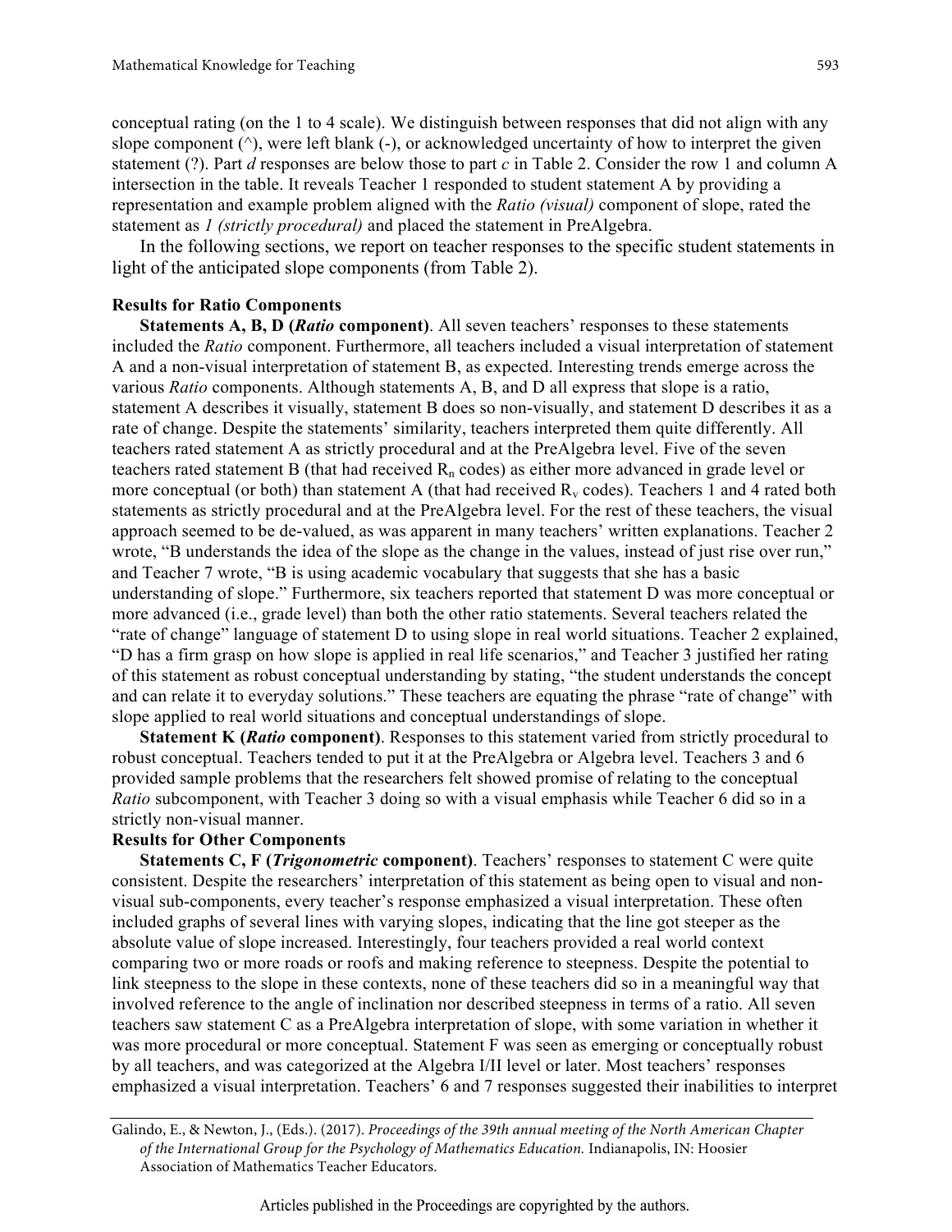conceptual rating (on the 1 to 4 scale). We distinguish between responses that did not align with any slope component (^), were left blank (-), or acknowledged uncertainty of how to interpret the given statement (?). Part *d* responses are below those to part *c* in Table 2. Consider the row 1 and column A intersection in the table. It reveals Teacher 1 responded to student statement A by providing a representation and example problem aligned with the *Ratio (visual)* component of slope, rated the statement as *1 (strictly procedural)* and placed the statement in PreAlgebra.

In the following sections, we report on teacher responses to the specific student statements in light of the anticipated slope components (from Table 2).

### Results for Ratio Components

**Statements A, B, D (*Ratio* component)**. All seven teachers' responses to these statements included the *Ratio* component. Furthermore, all teachers included a visual interpretation of statement A and a non-visual interpretation of statement B, as expected. Interesting trends emerge across the various *Ratio* components. Although statements A, B, and D all express that slope is a ratio, statement A describes it visually, statement B does so non-visually, and statement D describes it as a rate of change. Despite the statements' similarity, teachers interpreted them quite differently. All teachers rated statement A as strictly procedural and at the PreAlgebra level. Five of the seven teachers rated statement B (that had received $R_n$ codes) as either more advanced in grade level or more conceptual (or both) than statement A (that had received $R_v$ codes). Teachers 1 and 4 rated both statements as strictly procedural and at the PreAlgebra level. For the rest of these teachers, the visual approach seemed to be de-valued, as was apparent in many teachers' written explanations. Teacher 2 wrote, "B understands the idea of the slope as the change in the values, instead of just rise over run," and Teacher 7 wrote, "B is using academic vocabulary that suggests that she has a basic understanding of slope." Furthermore, six teachers reported that statement D was more conceptual or more advanced (i.e., grade level) than both the other ratio statements. Several teachers related the "rate of change" language of statement D to using slope in real world situations. Teacher 2 explained, "D has a firm grasp on how slope is applied in real life scenarios," and Teacher 3 justified her rating of this statement as robust conceptual understanding by stating, "the student understands the concept and can relate it to everyday solutions." These teachers are equating the phrase "rate of change" with slope applied to real world situations and conceptual understandings of slope.

**Statement K (*Ratio* component)**. Responses to this statement varied from strictly procedural to robust conceptual. Teachers tended to put it at the PreAlgebra or Algebra level. Teachers 3 and 6 provided sample problems that the researchers felt showed promise of relating to the conceptual *Ratio* subcomponent, with Teacher 3 doing so with a visual emphasis while Teacher 6 did so in a strictly non-visual manner.

### Results for Other Components

**Statements C, F (*Trigonometric* component)**. Teachers' responses to statement C were quite consistent. Despite the researchers' interpretation of this statement as being open to visual and non-visual sub-components, every teacher's response emphasized a visual interpretation. These often included graphs of several lines with varying slopes, indicating that the line got steeper as the absolute value of slope increased. Interestingly, four teachers provided a real world context comparing two or more roads or roofs and making reference to steepness. Despite the potential to link steepness to the slope in these contexts, none of these teachers did so in a meaningful way that involved reference to the angle of inclination nor described steepness in terms of a ratio. All seven teachers saw statement C as a PreAlgebra interpretation of slope, with some variation in whether it was more procedural or more conceptual. Statement F was seen as emerging or conceptually robust by all teachers, and was categorized at the Algebra I/II level or later. Most teachers' responses emphasized a visual interpretation. Teachers' 6 and 7 responses suggested their inabilities to interpret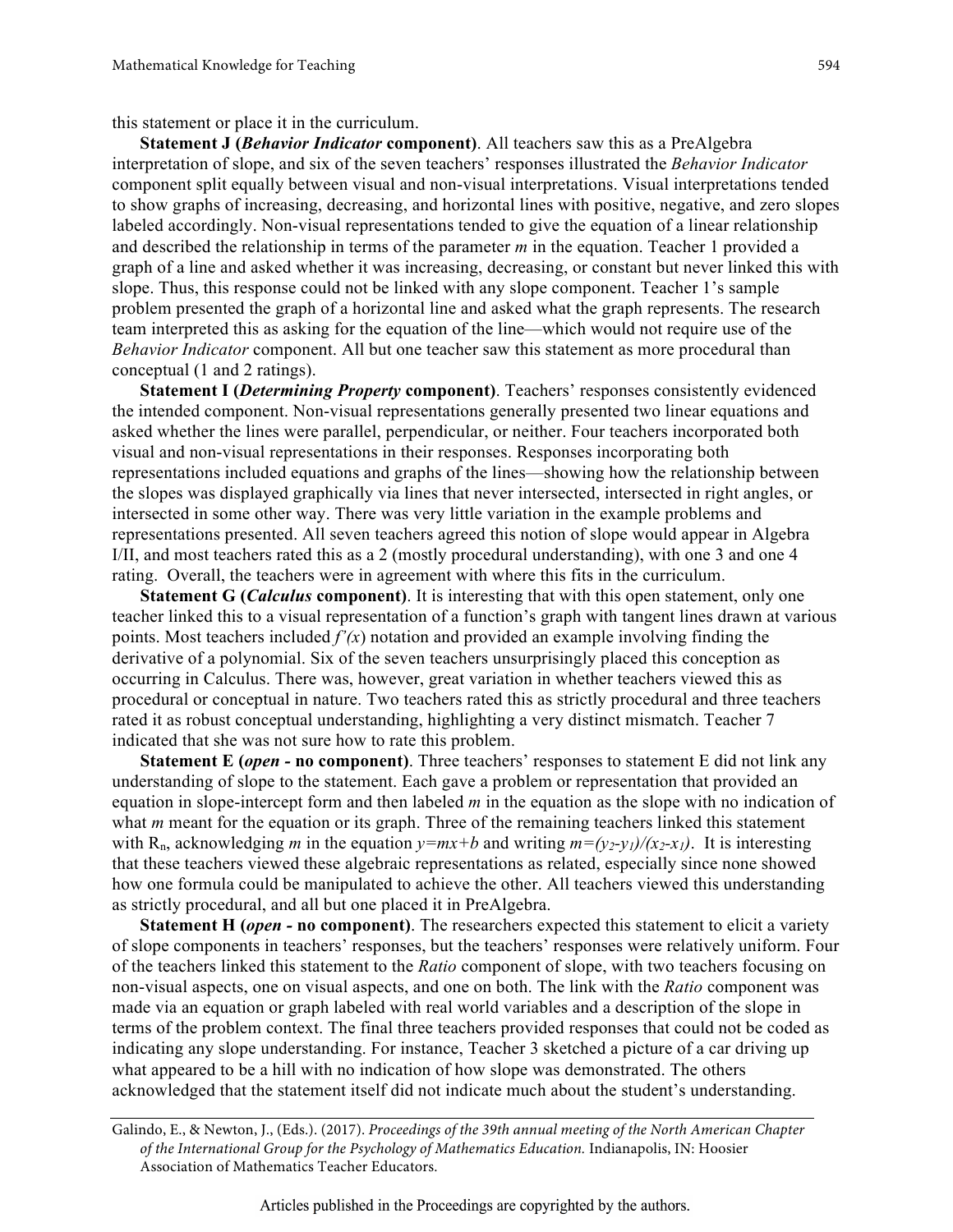this statement or place it in the curriculum.

**Statement J (*Behavior Indicator* component)**. All teachers saw this as a PreAlgebra interpretation of slope, and six of the seven teachers' responses illustrated the *Behavior Indicator* component split equally between visual and non-visual interpretations. Visual interpretations tended to show graphs of increasing, decreasing, and horizontal lines with positive, negative, and zero slopes labeled accordingly. Non-visual representations tended to give the equation of a linear relationship and described the relationship in terms of the parameter $m$ in the equation. Teacher 1 provided a graph of a line and asked whether it was increasing, decreasing, or constant but never linked this with slope. Thus, this response could not be linked with any slope component. Teacher 1's sample problem presented the graph of a horizontal line and asked what the graph represents. The research team interpreted this as asking for the equation of the line—which would not require use of the *Behavior Indicator* component. All but one teacher saw this statement as more procedural than conceptual (1 and 2 ratings).

**Statement I (*Determining Property* component)**. Teachers' responses consistently evidenced the intended component. Non-visual representations generally presented two linear equations and asked whether the lines were parallel, perpendicular, or neither. Four teachers incorporated both visual and non-visual representations in their responses. Responses incorporating both representations included equations and graphs of the lines—showing how the relationship between the slopes was displayed graphically via lines that never intersected, intersected in right angles, or intersected in some other way. There was very little variation in the example problems and representations presented. All seven teachers agreed this notion of slope would appear in Algebra I/II, and most teachers rated this as a 2 (mostly procedural understanding), with one 3 and one 4 rating. Overall, the teachers were in agreement with where this fits in the curriculum.

**Statement G (*Calculus* component)**. It is interesting that with this open statement, only one teacher linked this to a visual representation of a function's graph with tangent lines drawn at various points. Most teachers included $f'(x)$ notation and provided an example involving finding the derivative of a polynomial. Six of the seven teachers unsurprisingly placed this conception as occurring in Calculus. There was, however, great variation in whether teachers viewed this as procedural or conceptual in nature. Two teachers rated this as strictly procedural and three teachers rated it as robust conceptual understanding, highlighting a very distinct mismatch. Teacher 7 indicated that she was not sure how to rate this problem.

**Statement E (*open* - no component)**. Three teachers' responses to statement E did not link any understanding of slope to the statement. Each gave a problem or representation that provided an equation in slope-intercept form and then labeled $m$ in the equation as the slope with no indication of what $m$ meant for the equation or its graph. Three of the remaining teachers linked this statement with $R_n$, acknowledging $m$ in the equation $y=mx+b$ and writing $m=(y_2-y_1)/(x_2-x_1)$. It is interesting that these teachers viewed these algebraic representations as related, especially since none showed how one formula could be manipulated to achieve the other. All teachers viewed this understanding as strictly procedural, and all but one placed it in PreAlgebra.

**Statement H (*open* - no component)**. The researchers expected this statement to elicit a variety of slope components in teachers' responses, but the teachers' responses were relatively uniform. Four of the teachers linked this statement to the *Ratio* component of slope, with two teachers focusing on non-visual aspects, one on visual aspects, and one on both. The link with the *Ratio* component was made via an equation or graph labeled with real world variables and a description of the slope in terms of the problem context. The final three teachers provided responses that could not be coded as indicating any slope understanding. For instance, Teacher 3 sketched a picture of a car driving up what appeared to be a hill with no indication of how slope was demonstrated. The others acknowledged that the statement itself did not indicate much about the student's understanding.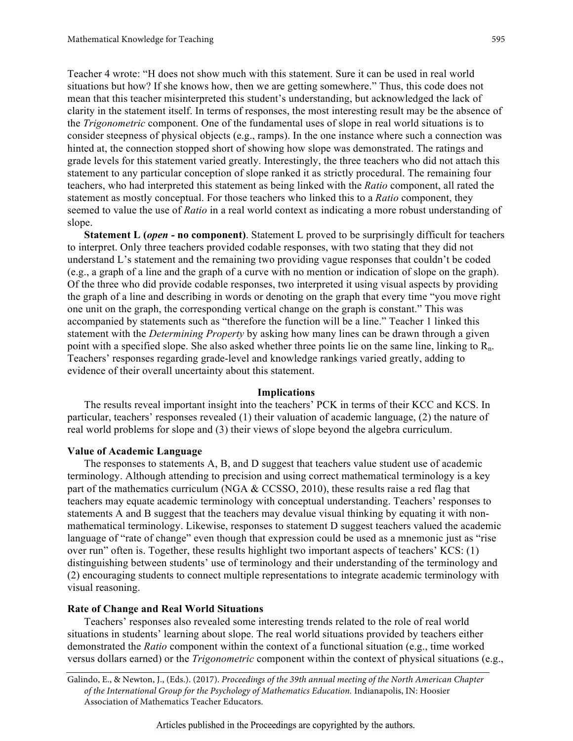Teacher 4 wrote: "H does not show much with this statement. Sure it can be used in real world situations but how? If she knows how, then we are getting somewhere." Thus, this code does not mean that this teacher misinterpreted this student's understanding, but acknowledged the lack of clarity in the statement itself. In terms of responses, the most interesting result may be the absence of the *Trigonometric* component. One of the fundamental uses of slope in real world situations is to consider steepness of physical objects (e.g., ramps). In the one instance where such a connection was hinted at, the connection stopped short of showing how slope was demonstrated. The ratings and grade levels for this statement varied greatly. Interestingly, the three teachers who did not attach this statement to any particular conception of slope ranked it as strictly procedural. The remaining four teachers, who had interpreted this statement as being linked with the *Ratio* component, all rated the statement as mostly conceptual. For those teachers who linked this to a *Ratio* component, they seemed to value the use of *Ratio* in a real world context as indicating a more robust understanding of slope.

**Statement L (*open* - no component)**. Statement L proved to be surprisingly difficult for teachers to interpret. Only three teachers provided codable responses, with two stating that they did not understand L's statement and the remaining two providing vague responses that couldn't be coded (e.g., a graph of a line and the graph of a curve with no mention or indication of slope on the graph). Of the three who did provide codable responses, two interpreted it using visual aspects by providing the graph of a line and describing in words or denoting on the graph that every time "you move right one unit on the graph, the corresponding vertical change on the graph is constant." This was accompanied by statements such as "therefore the function will be a line." Teacher 1 linked this statement with the *Determining Property* by asking how many lines can be drawn through a given point with a specified slope. She also asked whether three points lie on the same line, linking to $R_n$. Teachers' responses regarding grade-level and knowledge rankings varied greatly, adding to evidence of their overall uncertainty about this statement.

## Implications

The results reveal important insight into the teachers' PCK in terms of their KCC and KCS. In particular, teachers' responses revealed (1) their valuation of academic language, (2) the nature of real world problems for slope and (3) their views of slope beyond the algebra curriculum.

### Value of Academic Language

The responses to statements A, B, and D suggest that teachers value student use of academic terminology. Although attending to precision and using correct mathematical terminology is a key part of the mathematics curriculum (NGA & CCSSO, 2010), these results raise a red flag that teachers may equate academic terminology with conceptual understanding. Teachers' responses to statements A and B suggest that the teachers may devalue visual thinking by equating it with non-mathematical terminology. Likewise, responses to statement D suggest teachers valued the academic language of "rate of change" even though that expression could be used as a mnemonic just as "rise over run" often is. Together, these results highlight two important aspects of teachers' KCS: (1) distinguishing between students' use of terminology and their understanding of the terminology and (2) encouraging students to connect multiple representations to integrate academic terminology with visual reasoning.

### Rate of Change and Real World Situations

Teachers' responses also revealed some interesting trends related to the role of real world situations in students' learning about slope. The real world situations provided by teachers either demonstrated the *Ratio* component within the context of a functional situation (e.g., time worked versus dollars earned) or the *Trigonometric* component within the context of physical situations (e.g.,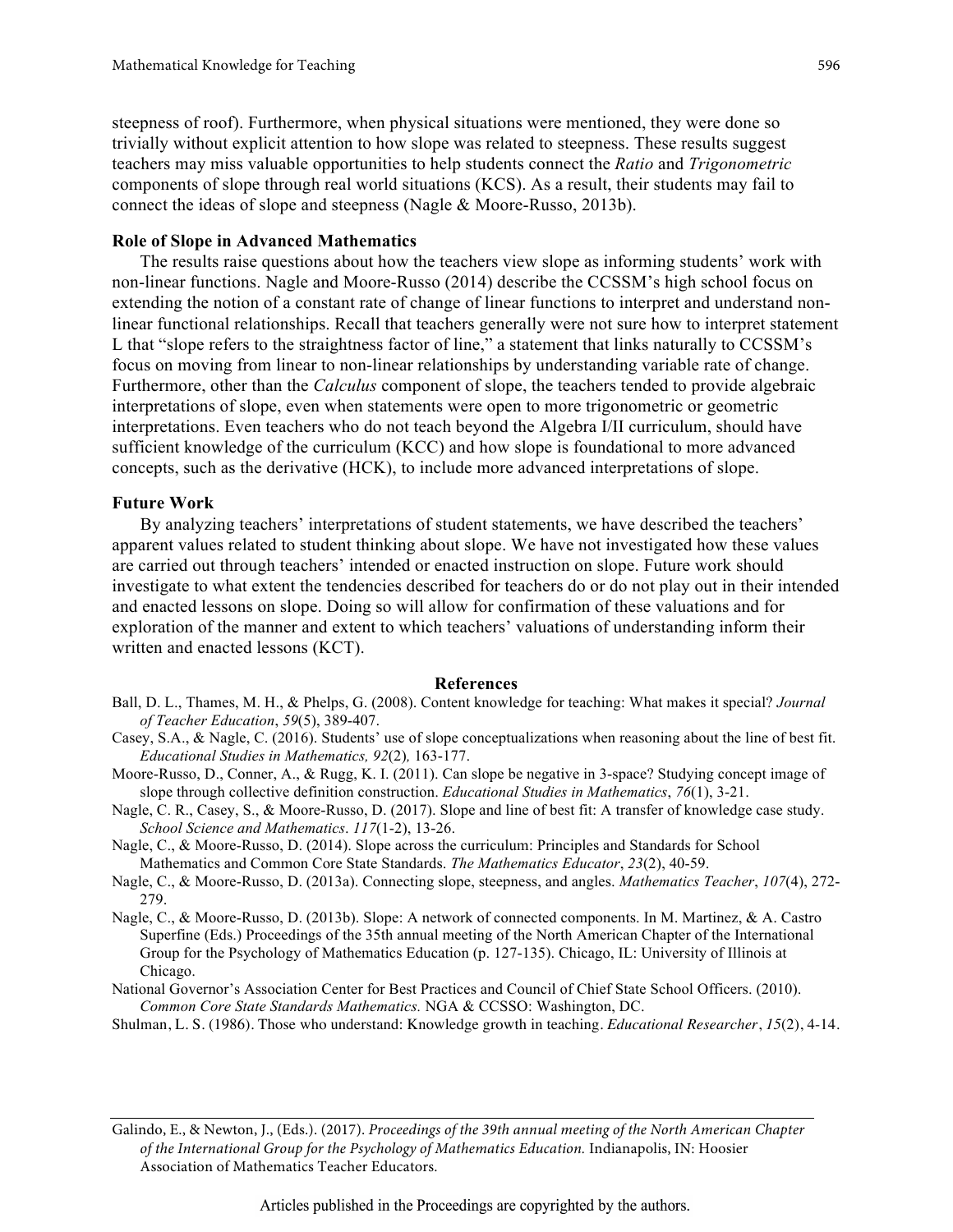steepness of roof). Furthermore, when physical situations were mentioned, they were done so trivially without explicit attention to how slope was related to steepness. These results suggest teachers may miss valuable opportunities to help students connect the *Ratio* and *Trigonometric* components of slope through real world situations (KCS). As a result, their students may fail to connect the ideas of slope and steepness (Nagle & Moore-Russo, 2013b).

**Role of Slope in Advanced Mathematics**

The results raise questions about how the teachers view slope as informing students' work with non-linear functions. Nagle and Moore-Russo (2014) describe the CCSSM's high school focus on extending the notion of a constant rate of change of linear functions to interpret and understand non-linear functional relationships. Recall that teachers generally were not sure how to interpret statement L that "slope refers to the straightness factor of line," a statement that links naturally to CCSSM's focus on moving from linear to non-linear relationships by understanding variable rate of change. Furthermore, other than the *Calculus* component of slope, the teachers tended to provide algebraic interpretations of slope, even when statements were open to more trigonometric or geometric interpretations. Even teachers who do not teach beyond the Algebra I/II curriculum, should have sufficient knowledge of the curriculum (KCC) and how slope is foundational to more advanced concepts, such as the derivative (HCK), to include more advanced interpretations of slope.

**Future Work**

By analyzing teachers' interpretations of student statements, we have described the teachers' apparent values related to student thinking about slope. We have not investigated how these values are carried out through teachers' intended or enacted instruction on slope. Future work should investigate to what extent the tendencies described for teachers do or do not play out in their intended and enacted lessons on slope. Doing so will allow for confirmation of these valuations and for exploration of the manner and extent to which teachers' valuations of understanding inform their written and enacted lessons (KCT).

## References

Ball, D. L., Thames, M. H., & Phelps, G. (2008). Content knowledge for teaching: What makes it special? *Journal of Teacher Education*, *59*(5), 389-407.

Casey, S.A., & Nagle, C. (2016). Students' use of slope conceptualizations when reasoning about the line of best fit. *Educational Studies in Mathematics, 92*(2)*,* 163-177.

Moore-Russo, D., Conner, A., & Rugg, K. I. (2011). Can slope be negative in 3-space? Studying concept image of slope through collective definition construction. *Educational Studies in Mathematics*, *76*(1), 3-21.

Nagle, C. R., Casey, S., & Moore-Russo, D. (2017). Slope and line of best fit: A transfer of knowledge case study. *School Science and Mathematics*. *117*(1-2), 13-26.

Nagle, C., & Moore-Russo, D. (2014). Slope across the curriculum: Principles and Standards for School Mathematics and Common Core State Standards. *The Mathematics Educator*, *23*(2), 40-59.

Nagle, C., & Moore-Russo, D. (2013a). Connecting slope, steepness, and angles. *Mathematics Teacher*, *107*(4), 272-279.

Nagle, C., & Moore-Russo, D. (2013b). Slope: A network of connected components. In M. Martinez, & A. Castro Superfine (Eds.) Proceedings of the 35th annual meeting of the North American Chapter of the International Group for the Psychology of Mathematics Education (p. 127-135). Chicago, IL: University of Illinois at Chicago.

National Governor's Association Center for Best Practices and Council of Chief State School Officers. (2010). *Common Core State Standards Mathematics.* NGA & CCSSO: Washington, DC.

Shulman, L. S. (1986). Those who understand: Knowledge growth in teaching. *Educational Researcher*, *15*(2), 4-14.